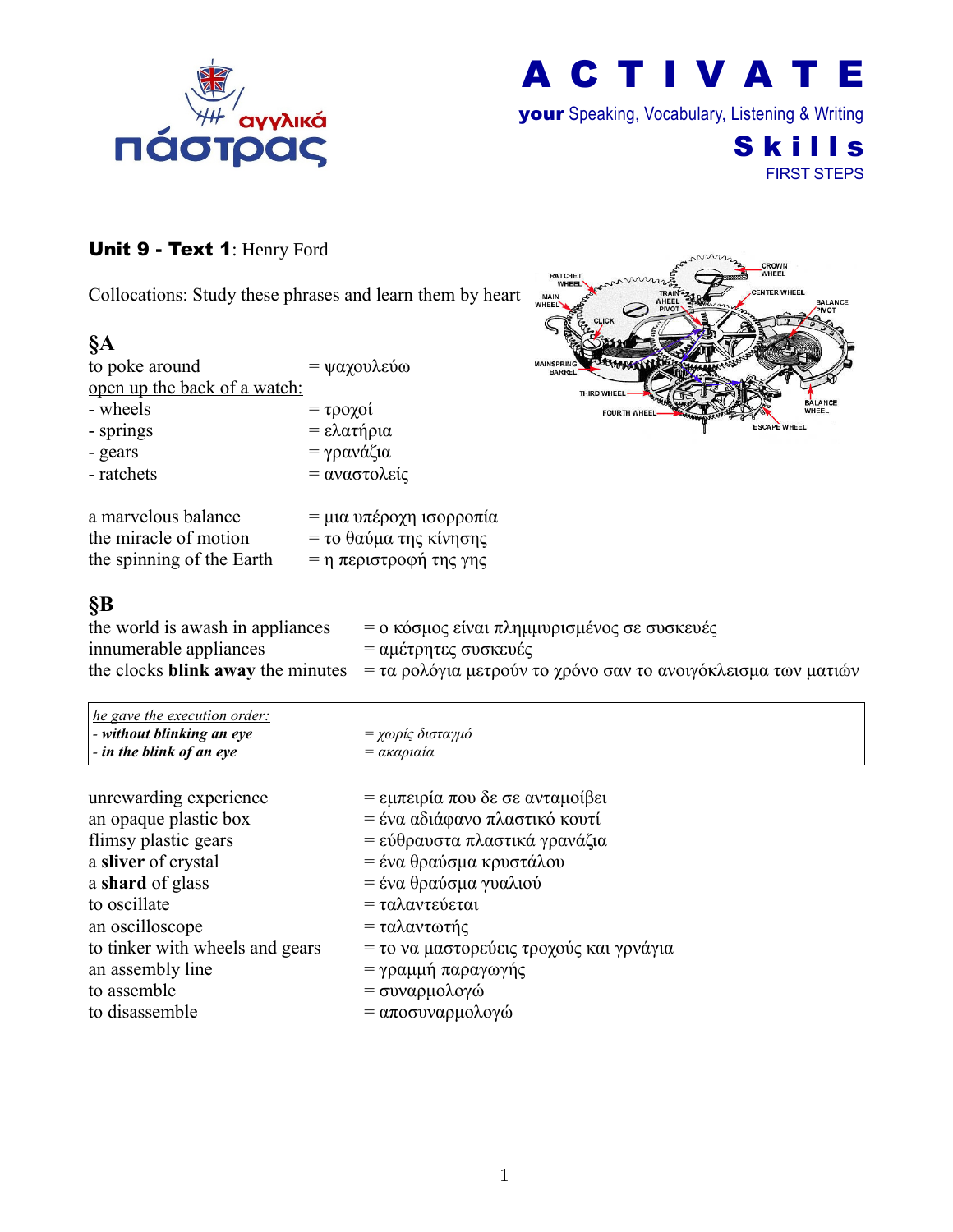αγγλικά πάστρας

# A C T I V A T E

**your** Speaking, Vocabulary, Listening & Writing

**Skills**

FIRST STEPS

## **Unit 9 - Text 1**: Henry Ford

Collocations: Study these phrases and learn them by heart

### §A

| | |
|---|---|
| to poke around | = ψαχουλεύω |
| <u>open up the back of a watch:</u> | |
| - wheels | = τροχοί |
| - springs | = ελατήρια |
| - gears | = γρανάζια |
| - ratchets | = αναστολείς |
| | |
| a marvelous balance | = μια υπέροχη ισορροπία |
| the miracle of motion | = το θαύμα της κίνησης |
| the spinning of the Earth | = η περιστροφή της γης |

### §B

| | |
|---|---|
| the world is awash in appliances | = ο κόσμος είναι πλημμυρισμένος σε συσκευές |
| innumerable appliances | = αμέτρητες συσκευές |
| the clocks **blink away** the minutes | = τα ρολόγια μετρούν το χρόνο σαν το ανοιγόκλεισμα των ματιών |

*<u>he gave the execution order:</u>*
- ***without blinking an eye*** = *χωρίς δισταγμό*
- ***in the blink of an eye*** = *ακαριαία*

| | |
|---|---|
| unrewarding experience | = εμπειρία που δε σε ανταμοίβει |
| an opaque plastic box | = ένα αδιάφανο πλαστικό κουτί |
| flimsy plastic gears | = εύθραυστα πλαστικά γρανάζια |
| a **sliver** of crystal | = ένα θραύσμα κρυστάλου |
| a **shard** of glass | = ένα θραύσμα γυαλιού |
| to oscillate | = ταλαντεύεται |
| an oscilloscope | = ταλαντωτής |
| to tinker with wheels and gears | = το να μαστορεύεις τροχούς και γρνάγια |
| an assembly line | = γραμμή παραγωγής |
| to assemble | = συναρμολογώ |
| to disassemble | = αποσυναρμολογώ |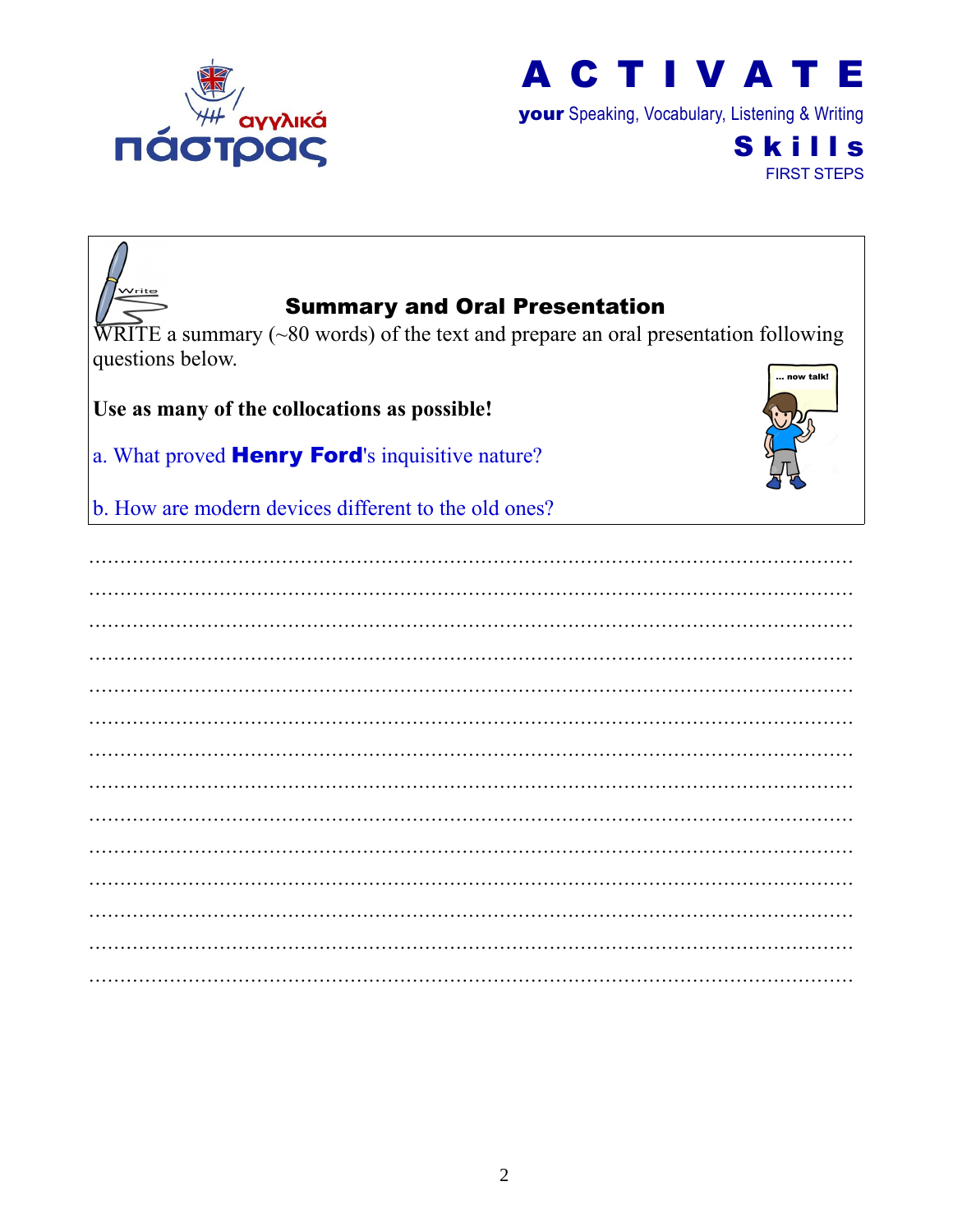## Summary and Oral Presentation

WRITE a summary (~80 words) of the text and prepare an oral presentation following questions below.

**Use as many of the collocations as possible!**

a. What proved **Henry Ford**'s inquisitive nature?

b. How are modern devices different to the old ones?

……………………………………………………………………………………………………

……………………………………………………………………………………………………

……………………………………………………………………………………………………

……………………………………………………………………………………………………

……………………………………………………………………………………………………

……………………………………………………………………………………………………

……………………………………………………………………………………………………

……………………………………………………………………………………………………

……………………………………………………………………………………………………

……………………………………………………………………………………………………

……………………………………………………………………………………………………

……………………………………………………………………………………………………

……………………………………………………………………………………………………

……………………………………………………………………………………………………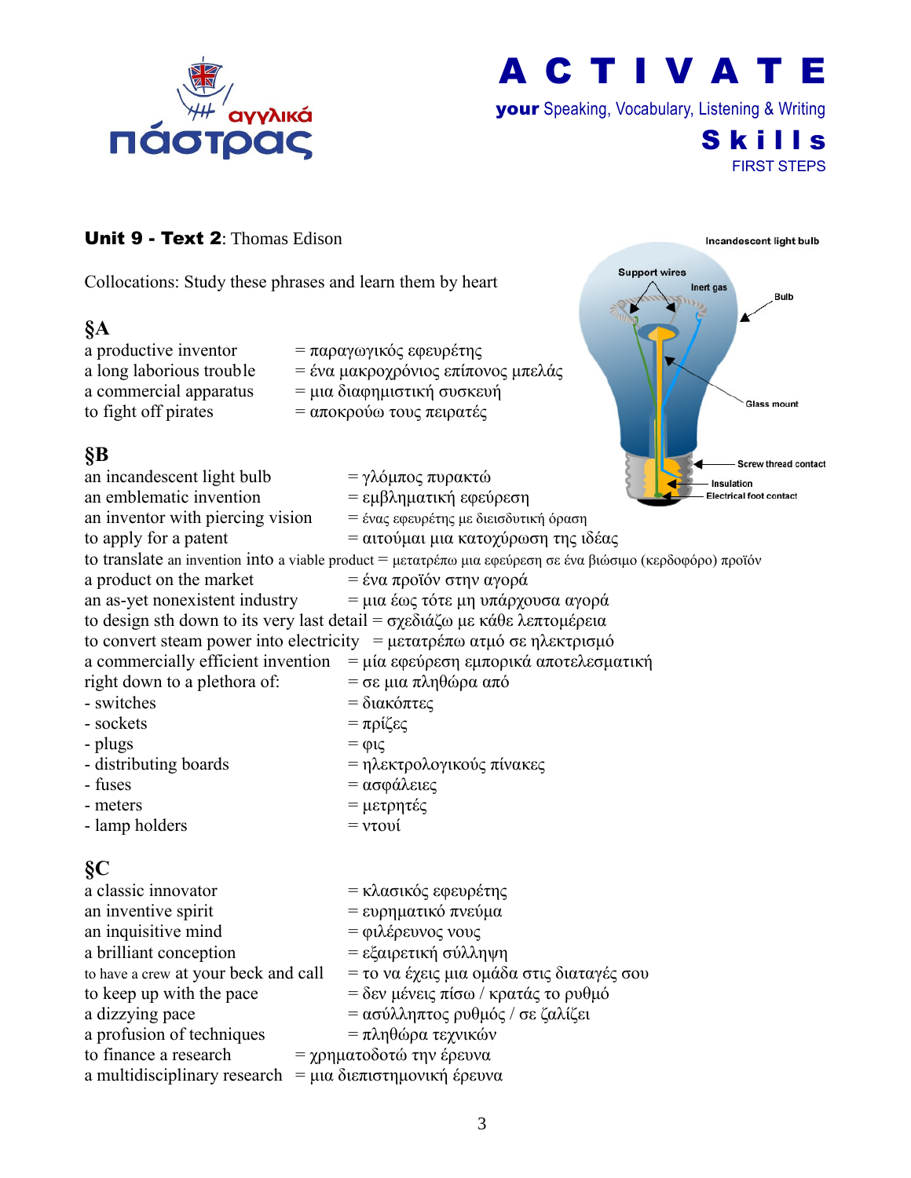**Unit 9 - Text 2**: Thomas Edison

Collocations: Study these phrases and learn them by heart

## §A

a productive inventor = παραγωγικός εφευρέτης
a long laborious trouble = ένα μακροχρόνιος επίπονος μπελάς
a commercial apparatus = μια διαφημιστική συσκευή
to fight off pirates = αποκρούω τους πειρατές

## §B

an incandescent light bulb = γλόμπος πυρακτώ
an emblematic invention = εμβληματική εφεύρεση
an inventor with piercing vision = ένας εφευρέτης με διεισδυτική όραση
to apply for a patent = αιτούμαι μια κατοχύρωση της ιδέας
to translate an invention into a viable product = μετατρέπω μια εφεύρεση σε ένα βιώσιμο (κερδοφόρο) προϊόν
a product on the market = ένα προϊόν στην αγορά
an as-yet nonexistent industry = μια έως τότε μη υπάρχουσα αγορά
to design sth down to its very last detail = σχεδιάζω με κάθε λεπτομέρεια
to convert steam power into electricity = μετατρέπω ατμό σε ηλεκτρισμό
a commercially efficient invention = μία εφεύρεση εμπορικά αποτελεσματική
right down to a plethora of: = σε μια πληθώρα από
- switches = διακόπτες
- sockets = πρίζες
- plugs = φις
- distributing boards = ηλεκτρολογικούς πίνακες
- fuses = ασφάλειες
- meters = μετρητές
- lamp holders = ντουί

## §C

a classic innovator = κλασικός εφευρέτης
an inventive spirit = ευρηματικό πνεύμα
an inquisitive mind = φιλέρευνος νους
a brilliant conception = εξαιρετική σύλληψη
to have a crew at your beck and call = το να έχεις μια ομάδα στις διαταγές σου
to keep up with the pace = δεν μένεις πίσω / κρατάς το ρυθμό
a dizzying pace = ασύλληπτος ρυθμός / σε ζαλίζει
a profusion of techniques = πληθώρα τεχνικών
to finance a research = χρηματοδοτώ την έρευνα
a multidisciplinary research = μια διεπιστημονική έρευνα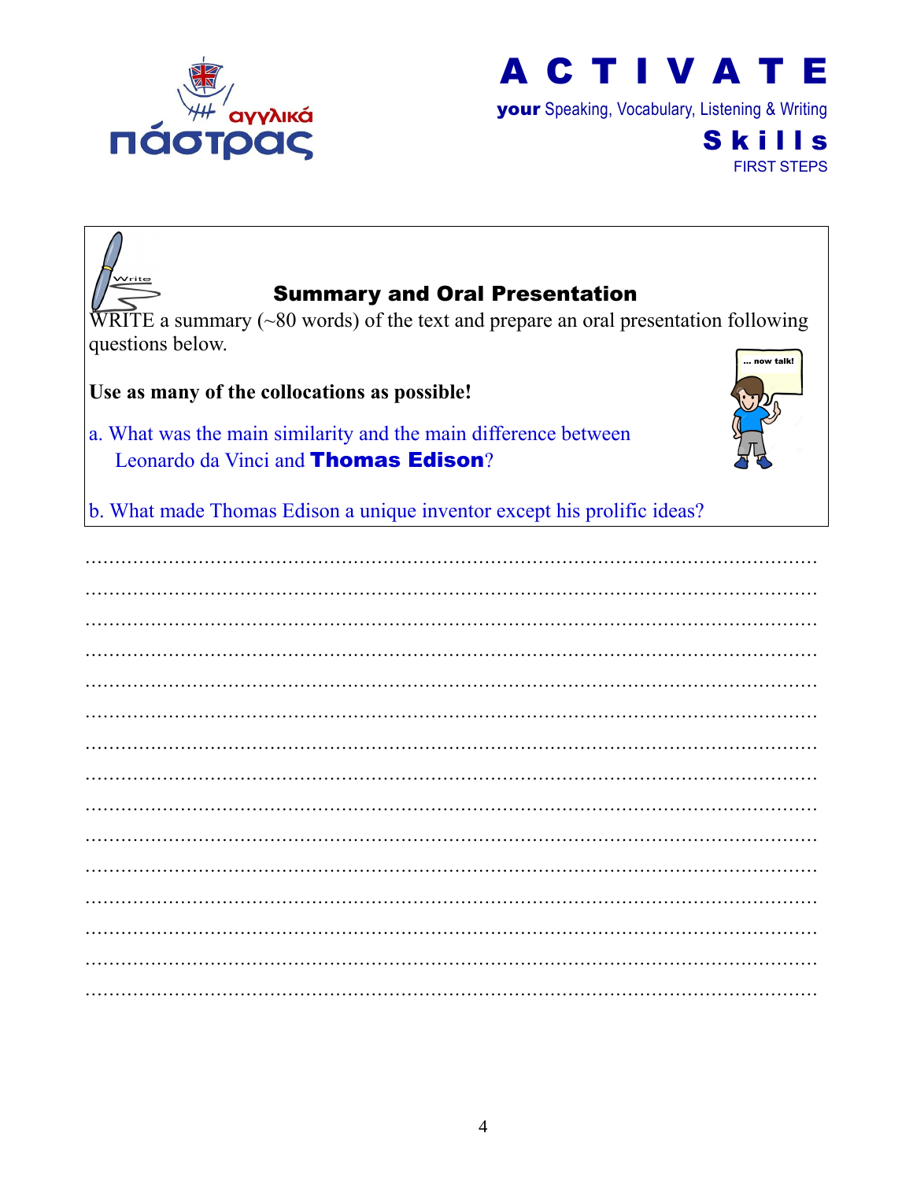## Summary and Oral Presentation

WRITE a summary (~80 words) of the text and prepare an oral presentation following questions below.

**Use as many of the collocations as possible!**

a. What was the main similarity and the main difference between Leonardo da Vinci and **Thomas Edison**?

b. What made Thomas Edison a unique inventor except his prolific ideas?

………………………………………………………………………………………………………

………………………………………………………………………………………………………

………………………………………………………………………………………………………

………………………………………………………………………………………………………

………………………………………………………………………………………………………

………………………………………………………………………………………………………

………………………………………………………………………………………………………

………………………………………………………………………………………………………

………………………………………………………………………………………………………

………………………………………………………………………………………………………

………………………………………………………………………………………………………

………………………………………………………………………………………………………

………………………………………………………………………………………………………

………………………………………………………………………………………………………

………………………………………………………………………………………………………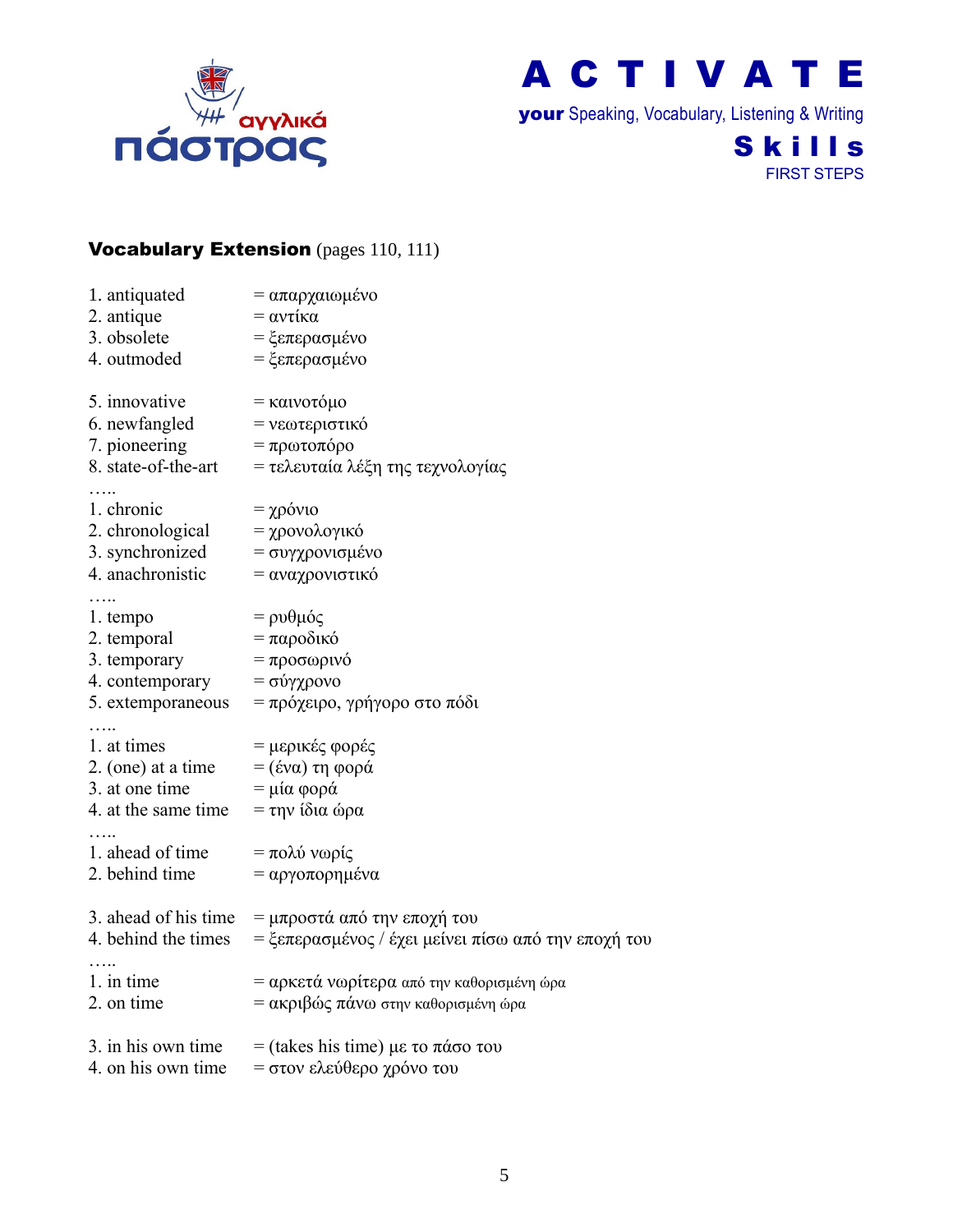**Vocabulary Extension** (pages 110, 111)

1. antiquated = απαρχαιωμένο
2. antique = αντίκα
3. obsolete = ξεπερασμένο
4. outmoded = ξεπερασμένο

5. innovative = καινοτόμο
6. newfangled = νεωτεριστικό
7. pioneering = πρωτοπόρο
8. state-of-the-art = τελευταία λέξη της τεχνολογίας

…..

1. chronic = χρόνιο
2. chronological = χρονολογικό
3. synchronized = συγχρονισμένο
4. anachronistic = αναχρονιστικό

…..

1. tempo = ρυθμός
2. temporal = παροδικό
3. temporary = προσωρινό
4. contemporary = σύγχρονο
5. extemporaneous = πρόχειρο, γρήγορο στο πόδι

…..

1. at times = μερικές φορές
2. (one) at a time = (ένα) τη φορά
3. at one time = μία φορά
4. at the same time = την ίδια ώρα

…..

1. ahead of time = πολύ νωρίς
2. behind time = αργοπορημένα

3. ahead of his time = μπροστά από την εποχή του
4. behind the times = ξεπερασμένος / έχει μείνει πίσω από την εποχή του

…..

1. in time = αρκετά νωρίτερα από την καθορισμένη ώρα
2. on time = ακριβώς πάνω στην καθορισμένη ώρα

3. in his own time = (takes his time) με το πάσο του
4. on his own time = στον ελεύθερο χρόνο του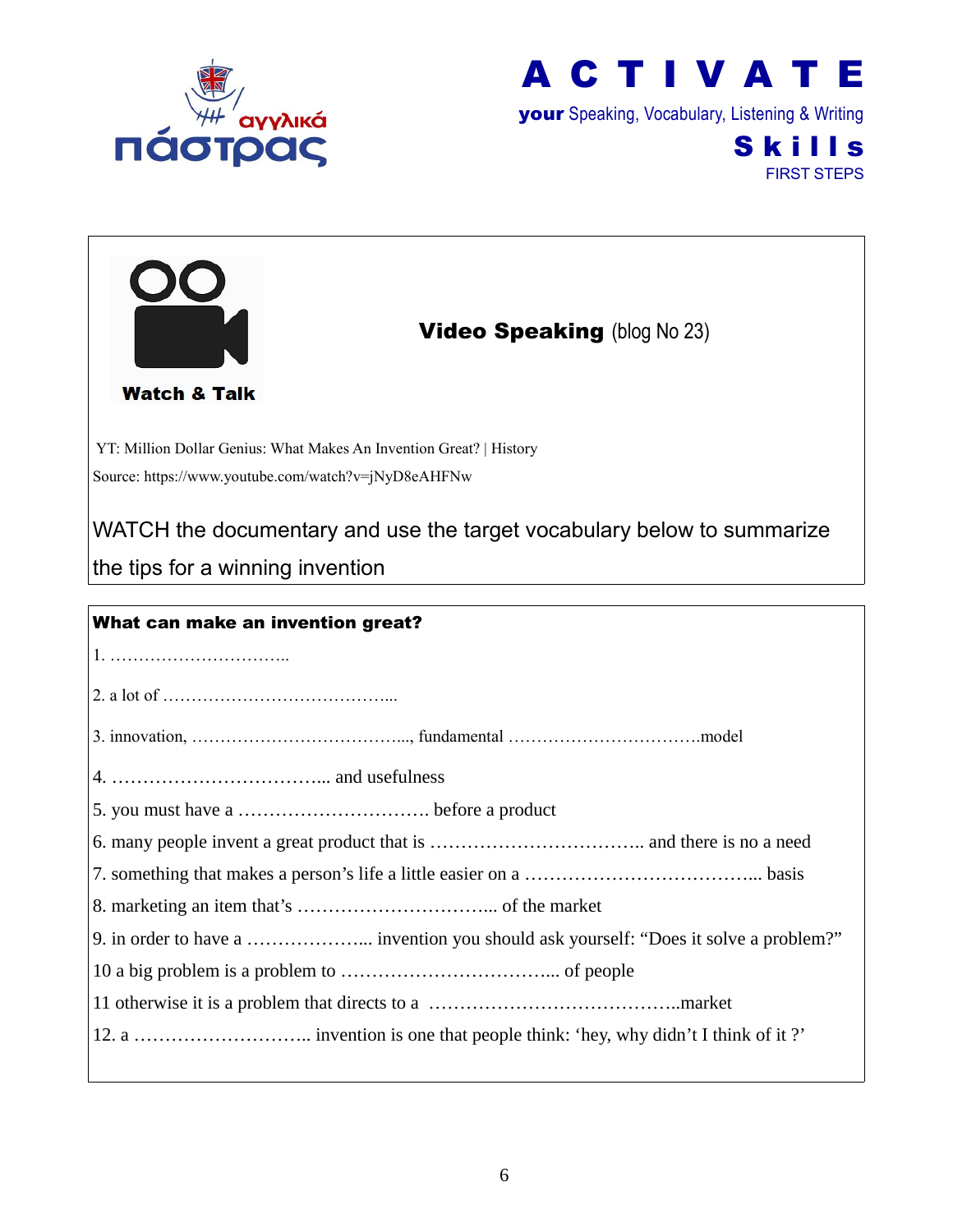# A C T I V A T E

**your** Speaking, Vocabulary, Listening & Writing

**Skills**

FIRST STEPS

Watch & Talk

## **Video Speaking** (blog No 23)

YT: Million Dollar Genius: What Makes An Invention Great? | History

Source: https://www.youtube.com/watch?v=jNyD8eAHFNw

WATCH the documentary and use the target vocabulary below to summarize the tips for a winning invention

**What can make an invention great?**

1. …………………………..

2. a lot of …………………………………...

3. innovation, ………………………………..., fundamental …………………………….model

4. ……………………………... and usefulness

5. you must have a …………………………. before a product

6. many people invent a great product that is …………………………….. and there is no a need

7. something that makes a person's life a little easier on a ………………………………... basis

8. marketing an item that's …………………………... of the market

9. in order to have a ………………... invention you should ask yourself: "Does it solve a problem?"

10 a big problem is a problem to ……………………………... of people

11 otherwise it is a problem that directs to a …………………………………..market

12. a ……………………….. invention is one that people think: 'hey, why didn't I think of it ?'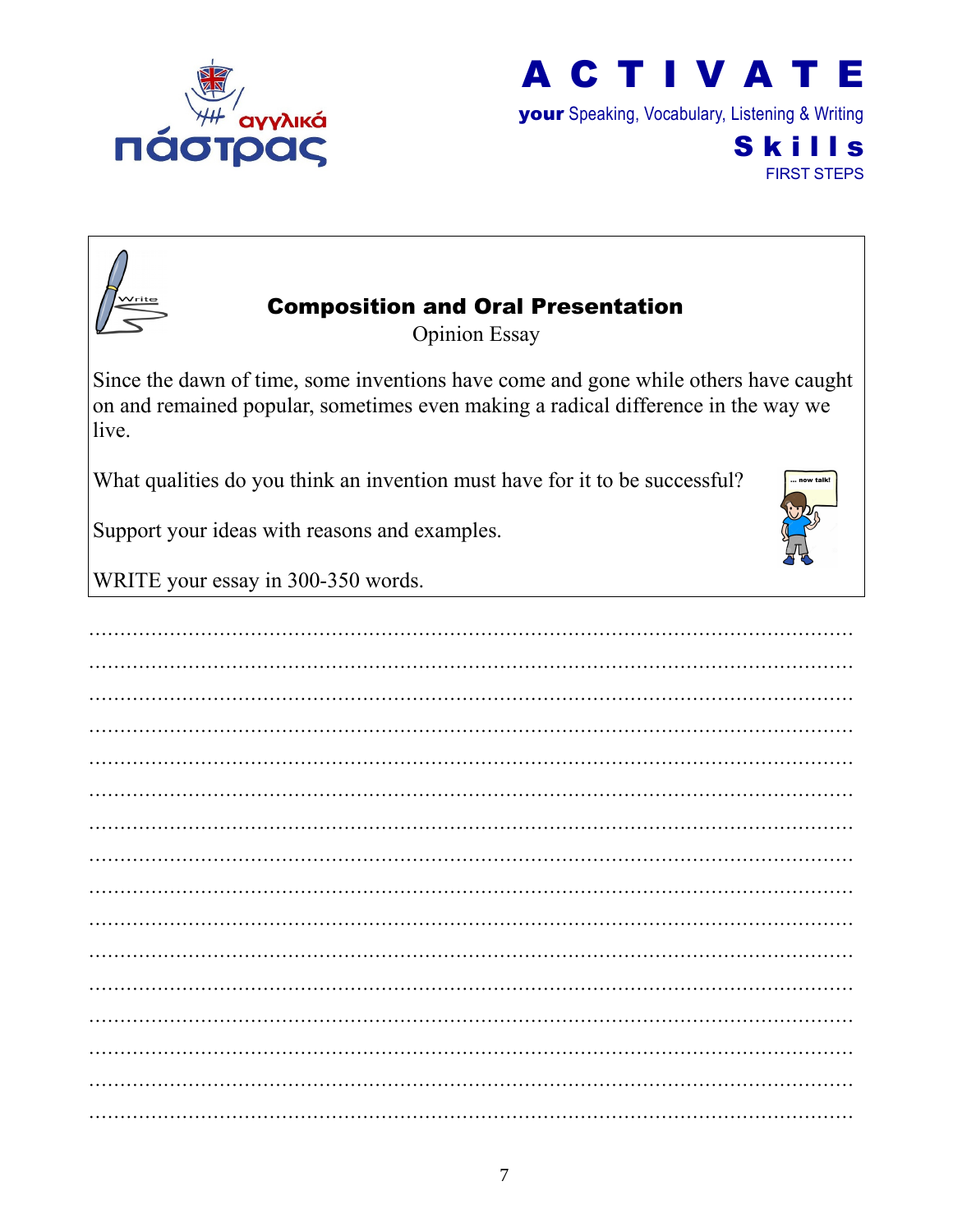ACTIVATE your Speaking, Vocabulary, Listening & Writing Skills FIRST STEPS

## Composition and Oral Presentation

Opinion Essay

Since the dawn of time, some inventions have come and gone while others have caught on and remained popular, sometimes even making a radical difference in the way we live.

What qualities do you think an invention must have for it to be successful?

Support your ideas with reasons and examples.

WRITE your essay in 300-350 words.

..........................................................................................................................
..........................................................................................................................
..........................................................................................................................
..........................................................................................................................
..........................................................................................................................
..........................................................................................................................
..........................................................................................................................
..........................................................................................................................
..........................................................................................................................
..........................................................................................................................
..........................................................................................................................
..........................................................................................................................
..........................................................................................................................
..........................................................................................................................
..........................................................................................................................
..........................................................................................................................